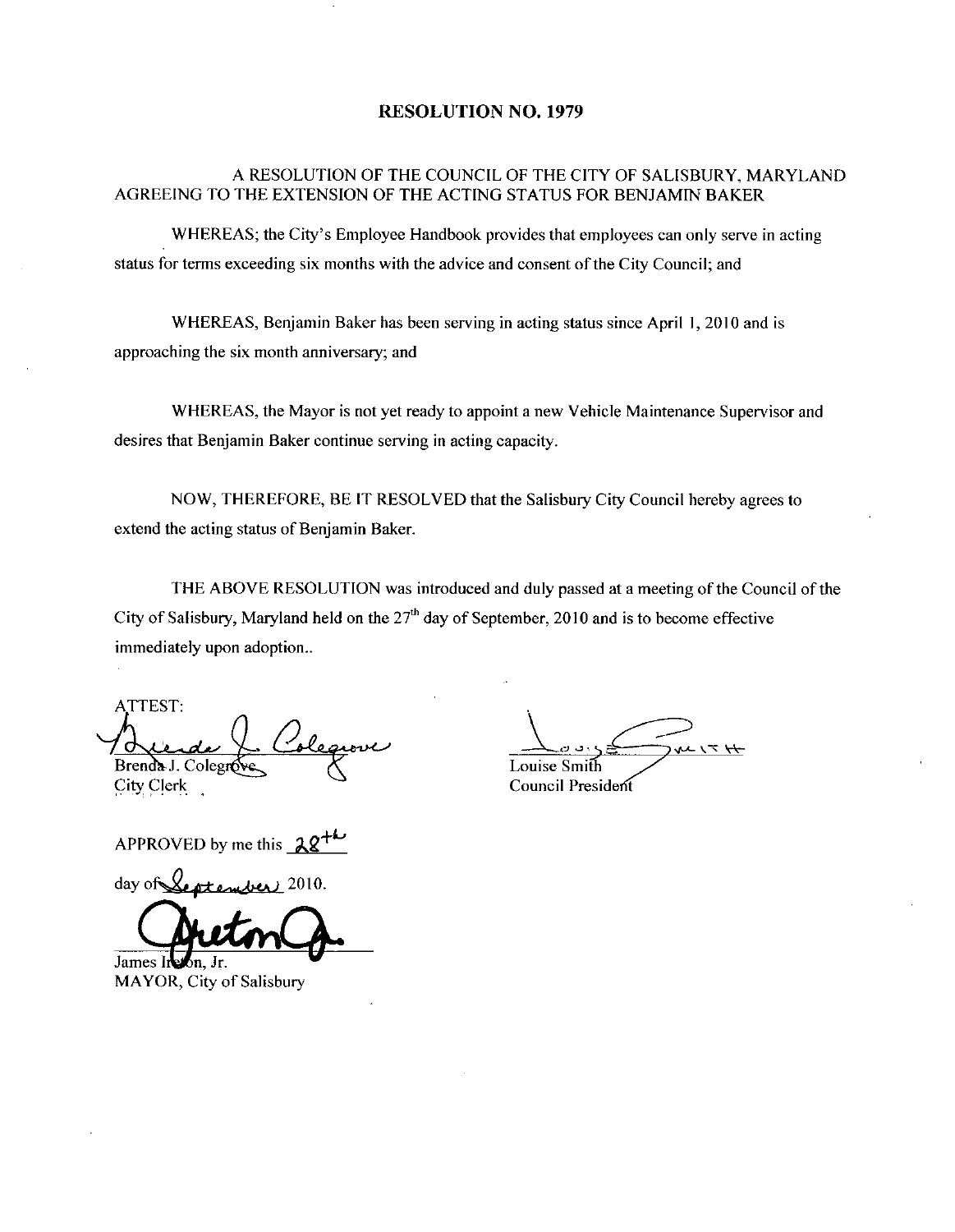# RESOLUTION NO. 1979

A RESOLUTION OF THE COUNCIL OF THE CITY OF SALISBURY, MARYLAND AGREEING TO THE EXTENSION OF THE ACTING STATUS FOR BENJAMIN BAKER

WHEREAS; the City's Employee Handbook provides that employees can only serve in acting status for terms exceeding six months with the advice and consent of the City Council; and

WHEREAS, Benjamin Baker has been serving in acting status since April 1, 2010 and is approaching the six month anniversary; and

WHEREAS, the Mayor is not yet ready to appoint a new Vehicle Maintenance Supervisor and desires that Benjamin Baker continue serving in acting capacity.

NOW, THEREFORE, BE IT RESOLVED that the Salisbury City Council hereby agrees to extend the acting status of Benjamin Baker.

THE ABOVE RESOLUTION was introduced and duly passed at a meeting of the Council of the City of Salisbury, Maryland held on the 27th day of September, 2010 and is to become effective immediately upon adoption..

ATTEST:

Brenda J. Colegrove
City Clerk

Louise Smith
Council President

APPROVED by me this 28th day of September 2010.

James Ireton, Jr.
MAYOR, City of Salisbury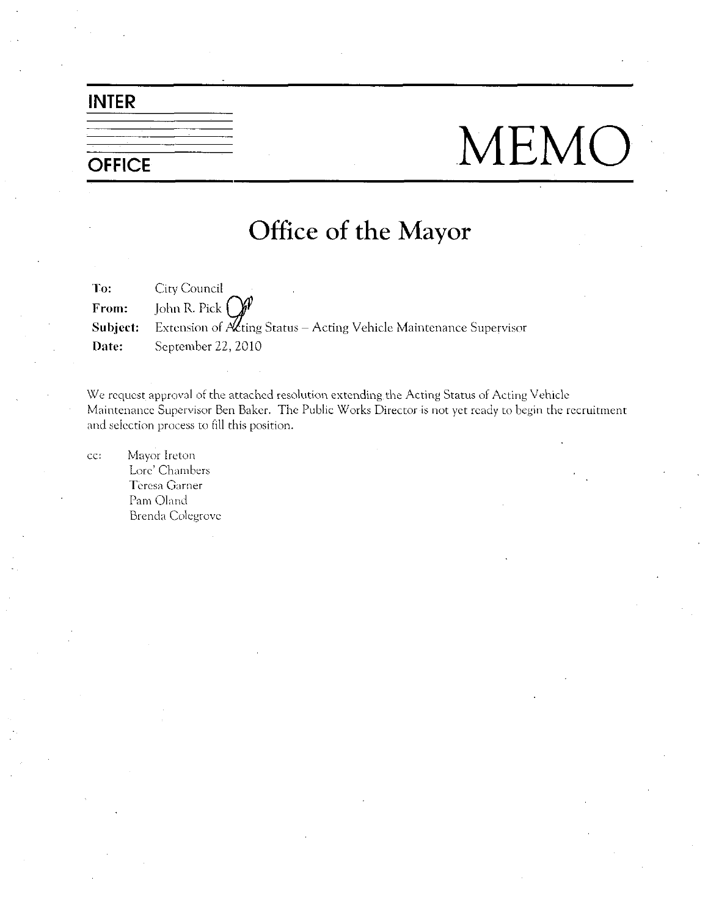**INTER**

**OFFICE**

# MEMO

## Office of the Mayor

**To:** City Council

**From:** John R. Pick

**Subject:** Extension of Acting Status – Acting Vehicle Maintenance Supervisor

**Date:** September 22, 2010

We request approval of the attached resolution extending the Acting Status of Acting Vehicle Maintenance Supervisor Ben Baker. The Public Works Director is not yet ready to begin the recruitment and selection process to fill this position.

cc: Mayor Ireton
Lore' Chambers
Teresa Garner
Pam Oland
Brenda Colegrove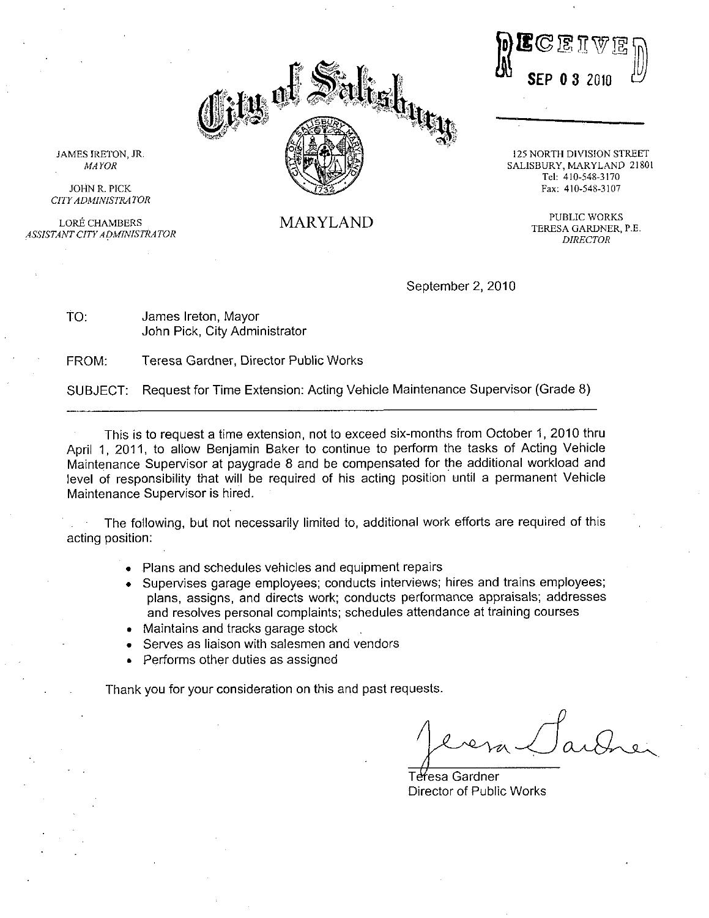# City of Salisbury

MARYLAND

RECEIVED
SEP 03 2010

JAMES IRETON, JR.
*MAYOR*

JOHN R. PICK
*CITY ADMINISTRATOR*

LORÉ CHAMBERS
*ASSISTANT CITY ADMINISTRATOR*

125 NORTH DIVISION STREET
SALISBURY, MARYLAND 21801
Tel: 410-548-3170
Fax: 410-548-3107

PUBLIC WORKS
TERESA GARDNER, P.E.
*DIRECTOR*

September 2, 2010

TO: James Ireton, Mayor
John Pick, City Administrator

FROM: Teresa Gardner, Director Public Works

SUBJECT: Request for Time Extension: Acting Vehicle Maintenance Supervisor (Grade 8)

---

This is to request a time extension, not to exceed six-months from October 1, 2010 thru April 1, 2011, to allow Benjamin Baker to continue to perform the tasks of Acting Vehicle Maintenance Supervisor at paygrade 8 and be compensated for the additional workload and level of responsibility that will be required of his acting position until a permanent Vehicle Maintenance Supervisor is hired.

The following, but not necessarily limited to, additional work efforts are required of this acting position:

- Plans and schedules vehicles and equipment repairs
- Supervises garage employees; conducts interviews; hires and trains employees; plans, assigns, and directs work; conducts performance appraisals; addresses and resolves personal complaints; schedules attendance at training courses
- Maintains and tracks garage stock
- Serves as liaison with salesmen and vendors
- Performs other duties as assigned

Thank you for your consideration on this and past requests.

Teresa Gardner
Director of Public Works